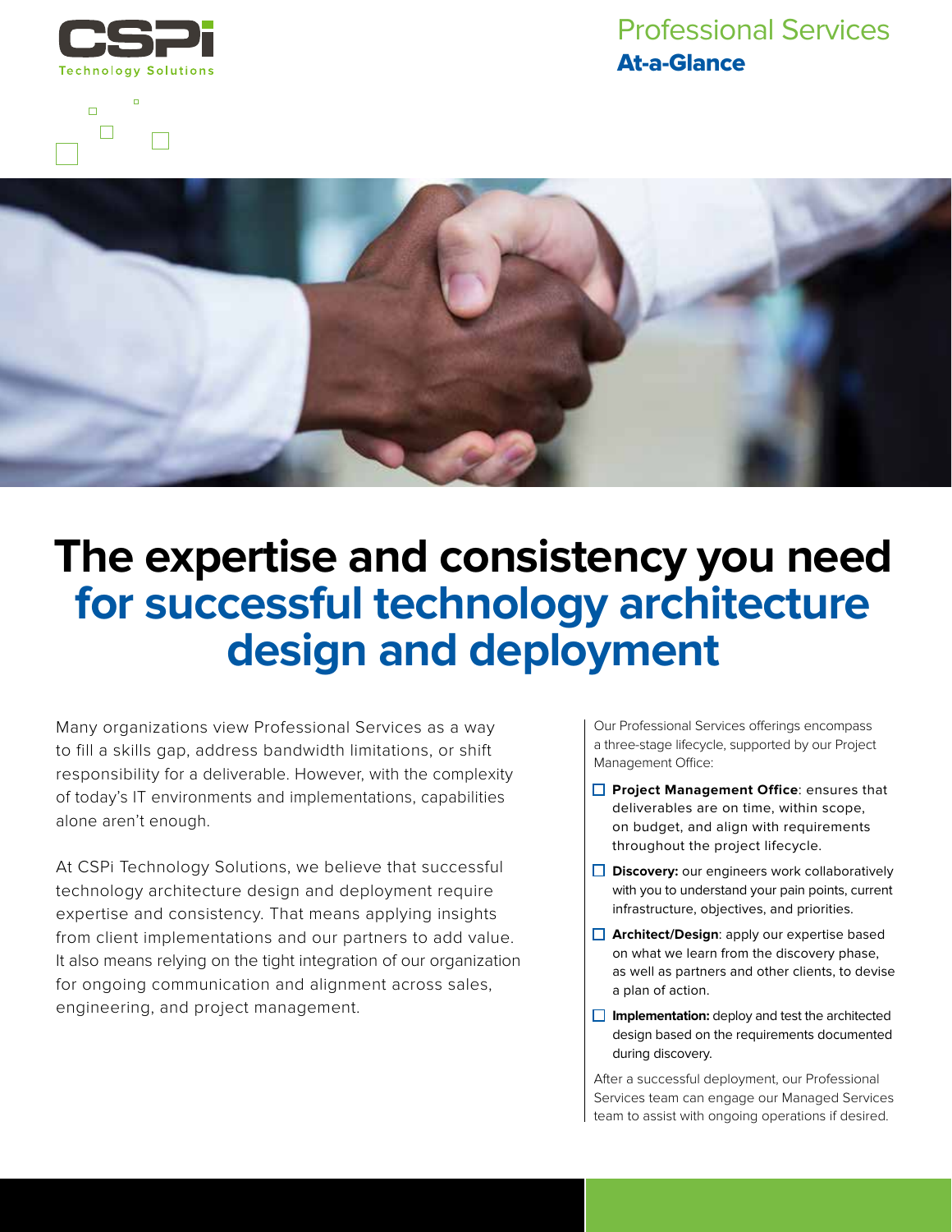CSPi Technology Solutions

Professional Services
**At-a-Glance**

# The expertise and consistency you need for successful technology architecture design and deployment

Many organizations view Professional Services as a way to fill a skills gap, address bandwidth limitations, or shift responsibility for a deliverable. However, with the complexity of today's IT environments and implementations, capabilities alone aren't enough.

At CSPi Technology Solutions, we believe that successful technology architecture design and deployment require expertise and consistency. That means applying insights from client implementations and our partners to add value. It also means relying on the tight integration of our organization for ongoing communication and alignment across sales, engineering, and project management.

Our Professional Services offerings encompass a three-stage lifecycle, supported by our Project Management Office:

- **Project Management Office**: ensures that deliverables are on time, within scope, on budget, and align with requirements throughout the project lifecycle.
- **Discovery:** our engineers work collaboratively with you to understand your pain points, current infrastructure, objectives, and priorities.
- **Architect/Design**: apply our expertise based on what we learn from the discovery phase, as well as partners and other clients, to devise a plan of action.
- **Implementation:** deploy and test the architected design based on the requirements documented during discovery.

After a successful deployment, our Professional Services team can engage our Managed Services team to assist with ongoing operations if desired.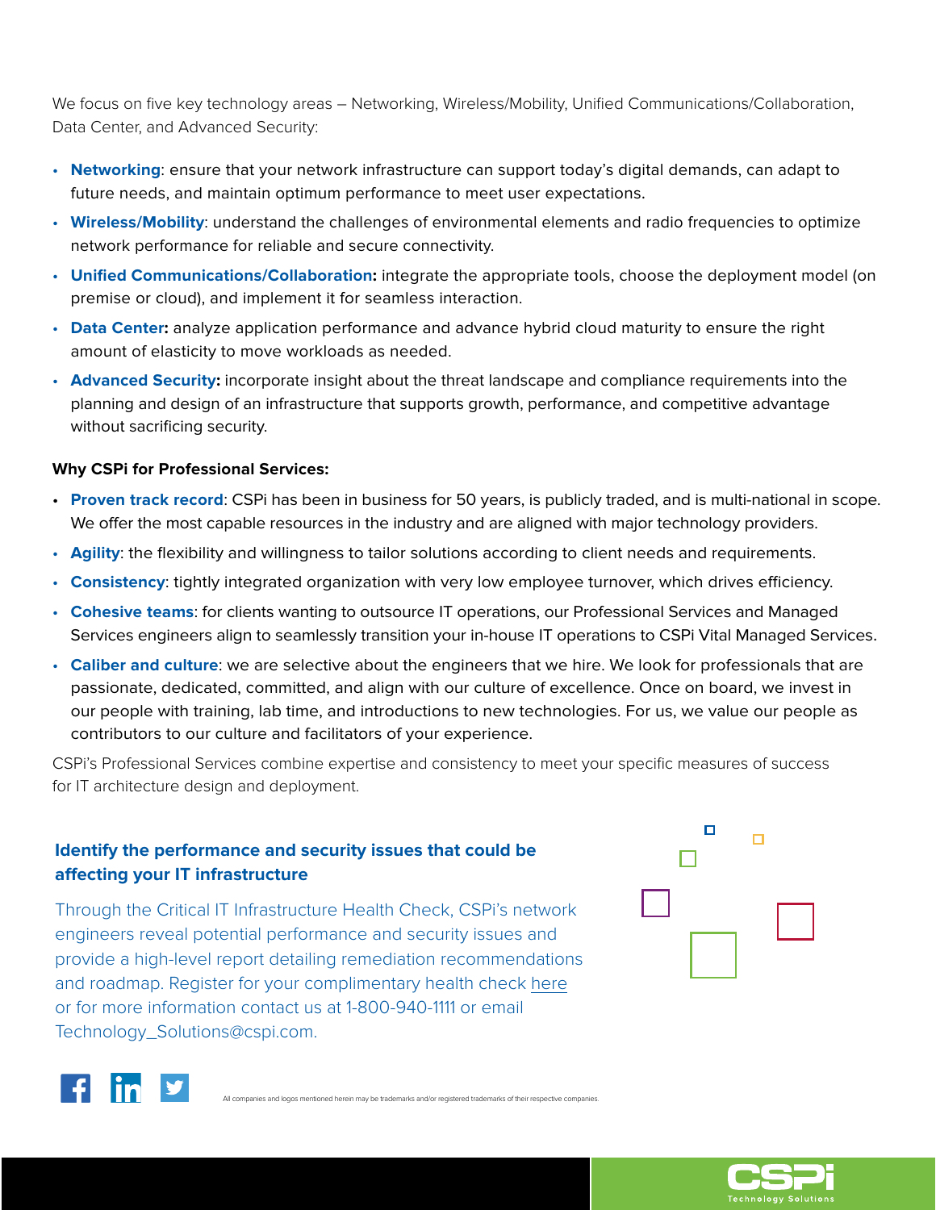We focus on five key technology areas – Networking, Wireless/Mobility, Unified Communications/Collaboration, Data Center, and Advanced Security:

- **Networking**: ensure that your network infrastructure can support today's digital demands, can adapt to future needs, and maintain optimum performance to meet user expectations.
- **Wireless/Mobility**: understand the challenges of environmental elements and radio frequencies to optimize network performance for reliable and secure connectivity.
- **Unified Communications/Collaboration:** integrate the appropriate tools, choose the deployment model (on premise or cloud), and implement it for seamless interaction.
- **Data Center:** analyze application performance and advance hybrid cloud maturity to ensure the right amount of elasticity to move workloads as needed.
- **Advanced Security:** incorporate insight about the threat landscape and compliance requirements into the planning and design of an infrastructure that supports growth, performance, and competitive advantage without sacrificing security.

**Why CSPi for Professional Services:**

- **Proven track record**: CSPi has been in business for 50 years, is publicly traded, and is multi-national in scope. We offer the most capable resources in the industry and are aligned with major technology providers.
- **Agility**: the flexibility and willingness to tailor solutions according to client needs and requirements.
- **Consistency**: tightly integrated organization with very low employee turnover, which drives efficiency.
- **Cohesive teams**: for clients wanting to outsource IT operations, our Professional Services and Managed Services engineers align to seamlessly transition your in-house IT operations to CSPi Vital Managed Services.
- **Caliber and culture**: we are selective about the engineers that we hire. We look for professionals that are passionate, dedicated, committed, and align with our culture of excellence. Once on board, we invest in our people with training, lab time, and introductions to new technologies. For us, we value our people as contributors to our culture and facilitators of your experience.

CSPi's Professional Services combine expertise and consistency to meet your specific measures of success for IT architecture design and deployment.

## Identify the performance and security issues that could be affecting your IT infrastructure

Through the Critical IT Infrastructure Health Check, CSPi's network engineers reveal potential performance and security issues and provide a high-level report detailing remediation recommendations and roadmap. Register for your complimentary health check here or for more information contact us at 1-800-940-1111 or email Technology_Solutions@cspi.com.

All companies and logos mentioned herein may be trademarks and/or registered trademarks of their respective companies.

CSPi Technology Solutions